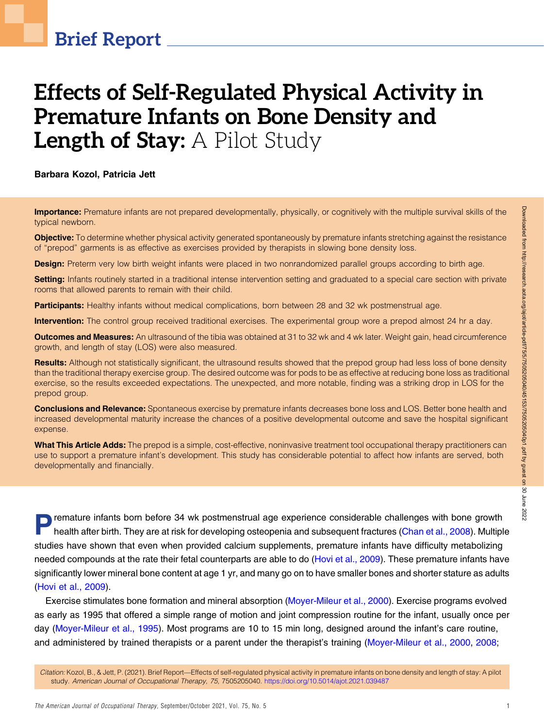Brief Report

# Effects of Self-Regulated Physical Activity in Premature Infants on Bone Density and Length of Stay: A Pilot Study

**Barbara Kozol, Patricia Jett**

**Importance:** Premature infants are not prepared developmentally, physically, or cognitively with the multiple survival skills of the typical newborn.

**Objective:** To determine whether physical activity generated spontaneously by premature infants stretching against the resistance of "prepod" garments is as effective as exercises provided by therapists in slowing bone density loss.

**Design:** Preterm very low birth weight infants were placed in two nonrandomized parallel groups according to birth age.

**Setting:** Infants routinely started in a traditional intense intervention setting and graduated to a special care section with private rooms that allowed parents to remain with their child.

**Participants:** Healthy infants without medical complications, born between 28 and 32 wk postmenstrual age.

**Intervention:** The control group received traditional exercises. The experimental group wore a prepod almost 24 hr a day.

**Outcomes and Measures:** An ultrasound of the tibia was obtained at 31 to 32 wk and 4 wk later. Weight gain, head circumference growth, and length of stay (LOS) were also measured.

**Results:** Although not statistically significant, the ultrasound results showed that the prepod group had less loss of bone density than the traditional therapy exercise group. The desired outcome was for pods to be as effective at reducing bone loss as traditional exercise, so the results exceeded expectations. The unexpected, and more notable, finding was a striking drop in LOS for the prepod group.

**Conclusions and Relevance:** Spontaneous exercise by premature infants decreases bone loss and LOS. Better bone health and increased developmental maturity increase the chances of a positive developmental outcome and save the hospital significant expense.

**What This Article Adds:** The prepod is a simple, cost-effective, noninvasive treatment tool occupational therapy practitioners can use to support a premature infant's development. This study has considerable potential to affect how infants are served, both developmentally and financially.

Premature infants born before 34 wk postmenstrual age experience considerable challenges with bone growth health after birth. They are at risk for developing osteopenia and subsequent fractures (Chan et al., 2008). Multiple studies have shown that even when provided calcium supplements, premature infants have difficulty metabolizing needed compounds at the rate their fetal counterparts are able to do (Hovi et al., 2009). These premature infants have significantly lower mineral bone content at age 1 yr, and many go on to have smaller bones and shorter stature as adults (Hovi et al., 2009).

Exercise stimulates bone formation and mineral absorption (Moyer-Mileur et al., 2000). Exercise programs evolved as early as 1995 that offered a simple range of motion and joint compression routine for the infant, usually once per day (Moyer-Mileur et al., 1995). Most programs are 10 to 15 min long, designed around the infant's care routine, and administered by trained therapists or a parent under the therapist's training (Moyer-Mileur et al., 2000, 2008;

*Citation:* Kozol, B., & Jett, P. (2021). Brief Report—Effects of self-regulated physical activity in premature infants on bone density and length of stay: A pilot study. *American Journal of Occupational Therapy, 75,* 7505205040. https://doi.org/10.5014/ajot.2021.039487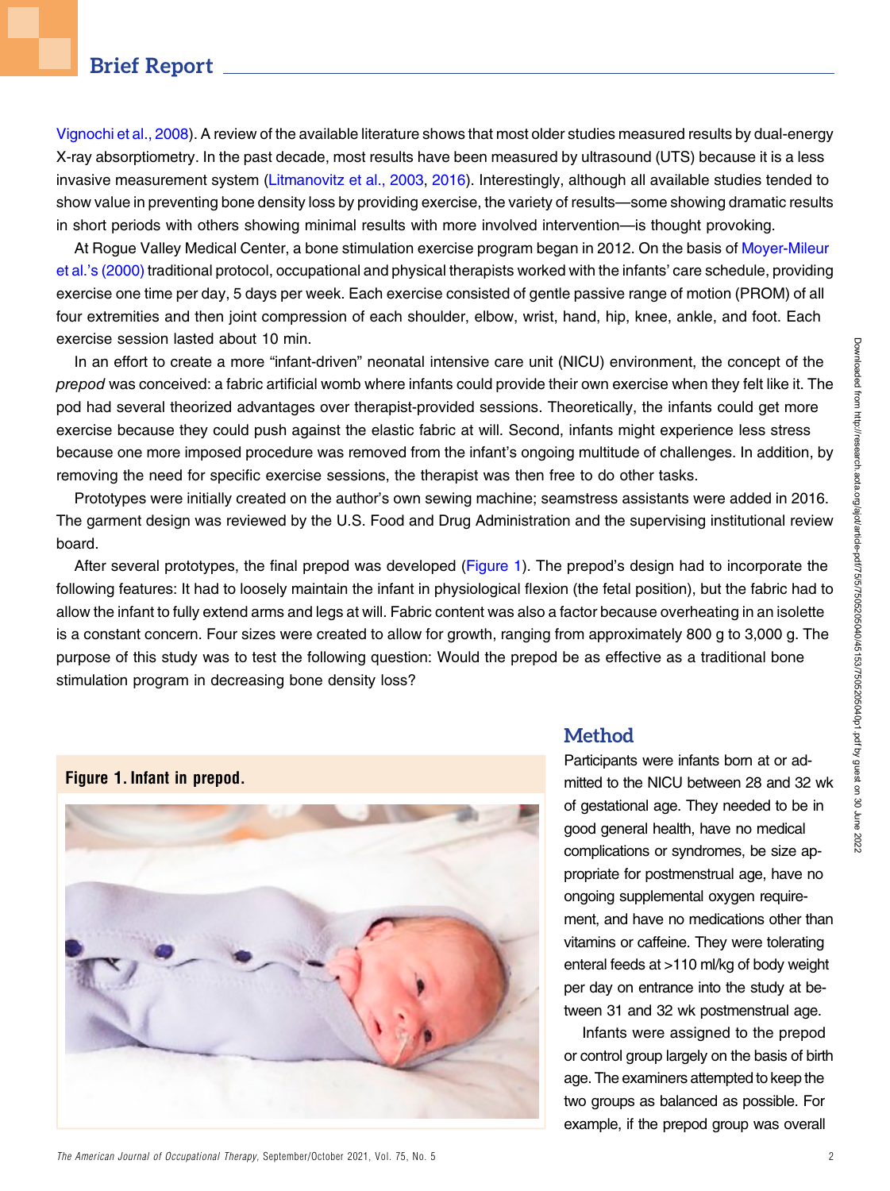Vignochi et al., 2008). A review of the available literature shows that most older studies measured results by dual-energy X-ray absorptiometry. In the past decade, most results have been measured by ultrasound (UTS) because it is a less invasive measurement system (Litmanovitz et al., 2003, 2016). Interestingly, although all available studies tended to show value in preventing bone density loss by providing exercise, the variety of results—some showing dramatic results in short periods with others showing minimal results with more involved intervention—is thought provoking.

At Rogue Valley Medical Center, a bone stimulation exercise program began in 2012. On the basis of Moyer-Mileur et al.'s (2000) traditional protocol, occupational and physical therapists worked with the infants' care schedule, providing exercise one time per day, 5 days per week. Each exercise consisted of gentle passive range of motion (PROM) of all four extremities and then joint compression of each shoulder, elbow, wrist, hand, hip, knee, ankle, and foot. Each exercise session lasted about 10 min.

In an effort to create a more "infant-driven" neonatal intensive care unit (NICU) environment, the concept of the *prepod* was conceived: a fabric artificial womb where infants could provide their own exercise when they felt like it. The pod had several theorized advantages over therapist-provided sessions. Theoretically, the infants could get more exercise because they could push against the elastic fabric at will. Second, infants might experience less stress because one more imposed procedure was removed from the infant's ongoing multitude of challenges. In addition, by removing the need for specific exercise sessions, the therapist was then free to do other tasks.

Prototypes were initially created on the author's own sewing machine; seamstress assistants were added in 2016. The garment design was reviewed by the U.S. Food and Drug Administration and the supervising institutional review board.

After several prototypes, the final prepod was developed (Figure 1). The prepod's design had to incorporate the following features: It had to loosely maintain the infant in physiological flexion (the fetal position), but the fabric had to allow the infant to fully extend arms and legs at will. Fabric content was also a factor because overheating in an isolette is a constant concern. Four sizes were created to allow for growth, ranging from approximately 800 g to 3,000 g. The purpose of this study was to test the following question: Would the prepod be as effective as a traditional bone stimulation program in decreasing bone density loss?

**Figure 1. Infant in prepod.**

## Method

Participants were infants born at or admitted to the NICU between 28 and 32 wk of gestational age. They needed to be in good general health, have no medical complications or syndromes, be size appropriate for postmenstrual age, have no ongoing supplemental oxygen requirement, and have no medications other than vitamins or caffeine. They were tolerating enteral feeds at >110 ml/kg of body weight per day on entrance into the study at between 31 and 32 wk postmenstrual age.

Infants were assigned to the prepod or control group largely on the basis of birth age. The examiners attempted to keep the two groups as balanced as possible. For example, if the prepod group was overall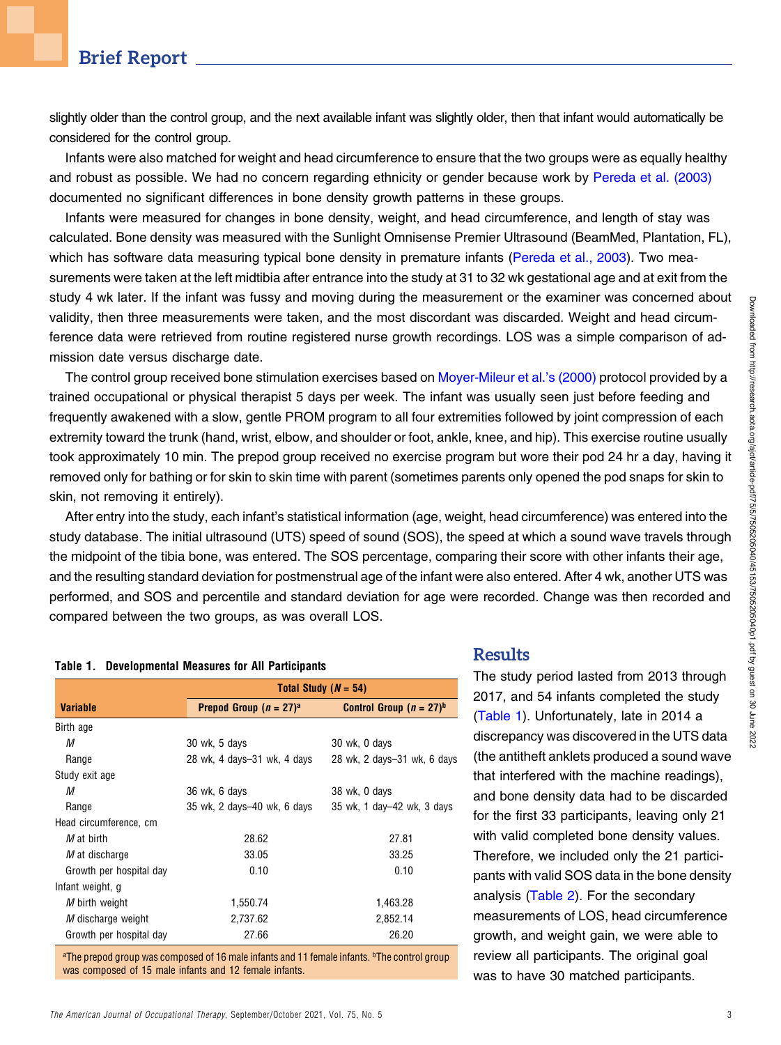slightly older than the control group, and the next available infant was slightly older, then that infant would automatically be considered for the control group.

Infants were also matched for weight and head circumference to ensure that the two groups were as equally healthy and robust as possible. We had no concern regarding ethnicity or gender because work by Pereda et al. (2003) documented no significant differences in bone density growth patterns in these groups.

Infants were measured for changes in bone density, weight, and head circumference, and length of stay was calculated. Bone density was measured with the Sunlight Omnisense Premier Ultrasound (BeamMed, Plantation, FL), which has software data measuring typical bone density in premature infants (Pereda et al., 2003). Two measurements were taken at the left midtibia after entrance into the study at 31 to 32 wk gestational age and at exit from the study 4 wk later. If the infant was fussy and moving during the measurement or the examiner was concerned about validity, then three measurements were taken, and the most discordant was discarded. Weight and head circumference data were retrieved from routine registered nurse growth recordings. LOS was a simple comparison of admission date versus discharge date.

The control group received bone stimulation exercises based on Moyer-Mileur et al.'s (2000) protocol provided by a trained occupational or physical therapist 5 days per week. The infant was usually seen just before feeding and frequently awakened with a slow, gentle PROM program to all four extremities followed by joint compression of each extremity toward the trunk (hand, wrist, elbow, and shoulder or foot, ankle, knee, and hip). This exercise routine usually took approximately 10 min. The prepod group received no exercise program but wore their pod 24 hr a day, having it removed only for bathing or for skin to skin time with parent (sometimes parents only opened the pod snaps for skin to skin, not removing it entirely).

After entry into the study, each infant's statistical information (age, weight, head circumference) was entered into the study database. The initial ultrasound (UTS) speed of sound (SOS), the speed at which a sound wave travels through the midpoint of the tibia bone, was entered. The SOS percentage, comparing their score with other infants their age, and the resulting standard deviation for postmenstrual age of the infant were also entered. After 4 wk, another UTS was performed, and SOS and percentile and standard deviation for age were recorded. Change was then recorded and compared between the two groups, as was overall LOS.

**Table 1. Developmental Measures for All Participants**

| Variable | Total Study (*N* = 54) | |
|---|---|---|
| | Prepod Group (*n* = 27)[a] | Control Group (*n* = 27)[b] |
| Birth age | | |
| *M* | 30 wk, 5 days | 30 wk, 0 days |
| Range | 28 wk, 4 days–31 wk, 4 days | 28 wk, 2 days–31 wk, 6 days |
| Study exit age | | |
| *M* | 36 wk, 6 days | 38 wk, 0 days |
| Range | 35 wk, 2 days–40 wk, 6 days | 35 wk, 1 day–42 wk, 3 days |
| Head circumference, cm | | |
| *M* at birth | 28.62 | 27.81 |
| *M* at discharge | 33.05 | 33.25 |
| Growth per hospital day | 0.10 | 0.10 |
| Infant weight, g | | |
| *M* birth weight | 1,550.74 | 1,463.28 |
| *M* discharge weight | 2,737.62 | 2,852.14 |
| Growth per hospital day | 27.66 | 26.20 |

[a]The prepod group was composed of 16 male infants and 11 female infants. [b]The control group was composed of 15 male infants and 12 female infants.

## Results

The study period lasted from 2013 through 2017, and 54 infants completed the study (Table 1). Unfortunately, late in 2014 a discrepancy was discovered in the UTS data (the antitheft anklets produced a sound wave that interfered with the machine readings), and bone density data had to be discarded for the first 33 participants, leaving only 21 with valid completed bone density values. Therefore, we included only the 21 participants with valid SOS data in the bone density analysis (Table 2). For the secondary measurements of LOS, head circumference growth, and weight gain, we were able to review all participants. The original goal was to have 30 matched participants.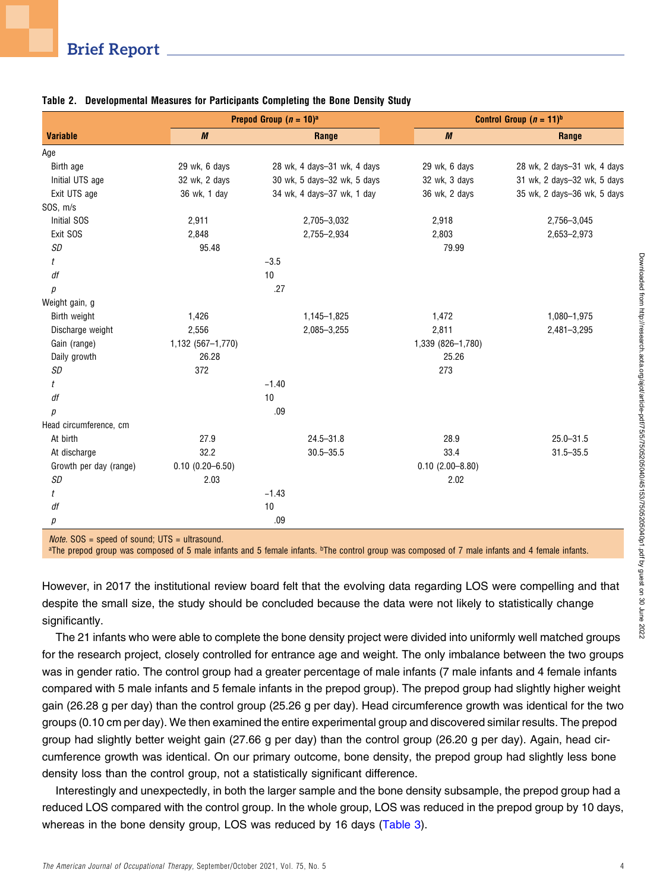Table 2. Developmental Measures for Participants Completing the Bone Density Study

| Variable | Prepod Group ($n$ = 10)[a] | | Control Group ($n$ = 11)[b] | |
|---|---|---|---|---|
| | ***M*** | **Range** | ***M*** | **Range** |
| Age | | | | |
| Birth age | 29 wk, 6 days | 28 wk, 4 days–31 wk, 4 days | 29 wk, 6 days | 28 wk, 2 days–31 wk, 4 days |
| Initial UTS age | 32 wk, 2 days | 30 wk, 5 days–32 wk, 5 days | 32 wk, 3 days | 31 wk, 2 days–32 wk, 5 days |
| Exit UTS age | 36 wk, 1 day | 34 wk, 4 days–37 wk, 1 day | 36 wk, 2 days | 35 wk, 2 days–36 wk, 5 days |
| SOS, m/s | | | | |
| Initial SOS | 2,911 | 2,705–3,032 | 2,918 | 2,756–3,045 |
| Exit SOS | 2,848 | 2,755–2,934 | 2,803 | 2,653–2,973 |
| *SD* | 95.48 | | 79.99 | |
| *t* | | −3.5 | | |
| *df* | | 10 | | |
| *p* | | .27 | | |
| Weight gain, g | | | | |
| Birth weight | 1,426 | 1,145–1,825 | 1,472 | 1,080–1,975 |
| Discharge weight | 2,556 | 2,085–3,255 | 2,811 | 2,481–3,295 |
| Gain (range) | 1,132 (567–1,770) | | 1,339 (826–1,780) | |
| Daily growth | 26.28 | | 25.26 | |
| *SD* | 372 | | 273 | |
| *t* | | −1.40 | | |
| *df* | | 10 | | |
| *p* | | .09 | | |
| Head circumference, cm | | | | |
| At birth | 27.9 | 24.5–31.8 | 28.9 | 25.0–31.5 |
| At discharge | 32.2 | 30.5–35.5 | 33.4 | 31.5–35.5 |
| Growth per day (range) | 0.10 (0.20–6.50) | | 0.10 (2.00–8.80) | |
| *SD* | 2.03 | | 2.02 | |
| *t* | | −1.43 | | |
| *df* | | 10 | | |
| *p* | | .09 | | |

*Note.* SOS = speed of sound; UTS = ultrasound.
[a]The prepod group was composed of 5 male infants and 5 female infants. [b]The control group was composed of 7 male infants and 4 female infants.

However, in 2017 the institutional review board felt that the evolving data regarding LOS were compelling and that despite the small size, the study should be concluded because the data were not likely to statistically change significantly.

The 21 infants who were able to complete the bone density project were divided into uniformly well matched groups for the research project, closely controlled for entrance age and weight. The only imbalance between the two groups was in gender ratio. The control group had a greater percentage of male infants (7 male infants and 4 female infants compared with 5 male infants and 5 female infants in the prepod group). The prepod group had slightly higher weight gain (26.28 g per day) than the control group (25.26 g per day). Head circumference growth was identical for the two groups (0.10 cm per day). We then examined the entire experimental group and discovered similar results. The prepod group had slightly better weight gain (27.66 g per day) than the control group (26.20 g per day). Again, head circumference growth was identical. On our primary outcome, bone density, the prepod group had slightly less bone density loss than the control group, not a statistically significant difference.

Interestingly and unexpectedly, in both the larger sample and the bone density subsample, the prepod group had a reduced LOS compared with the control group. In the whole group, LOS was reduced in the prepod group by 10 days, whereas in the bone density group, LOS was reduced by 16 days (Table 3).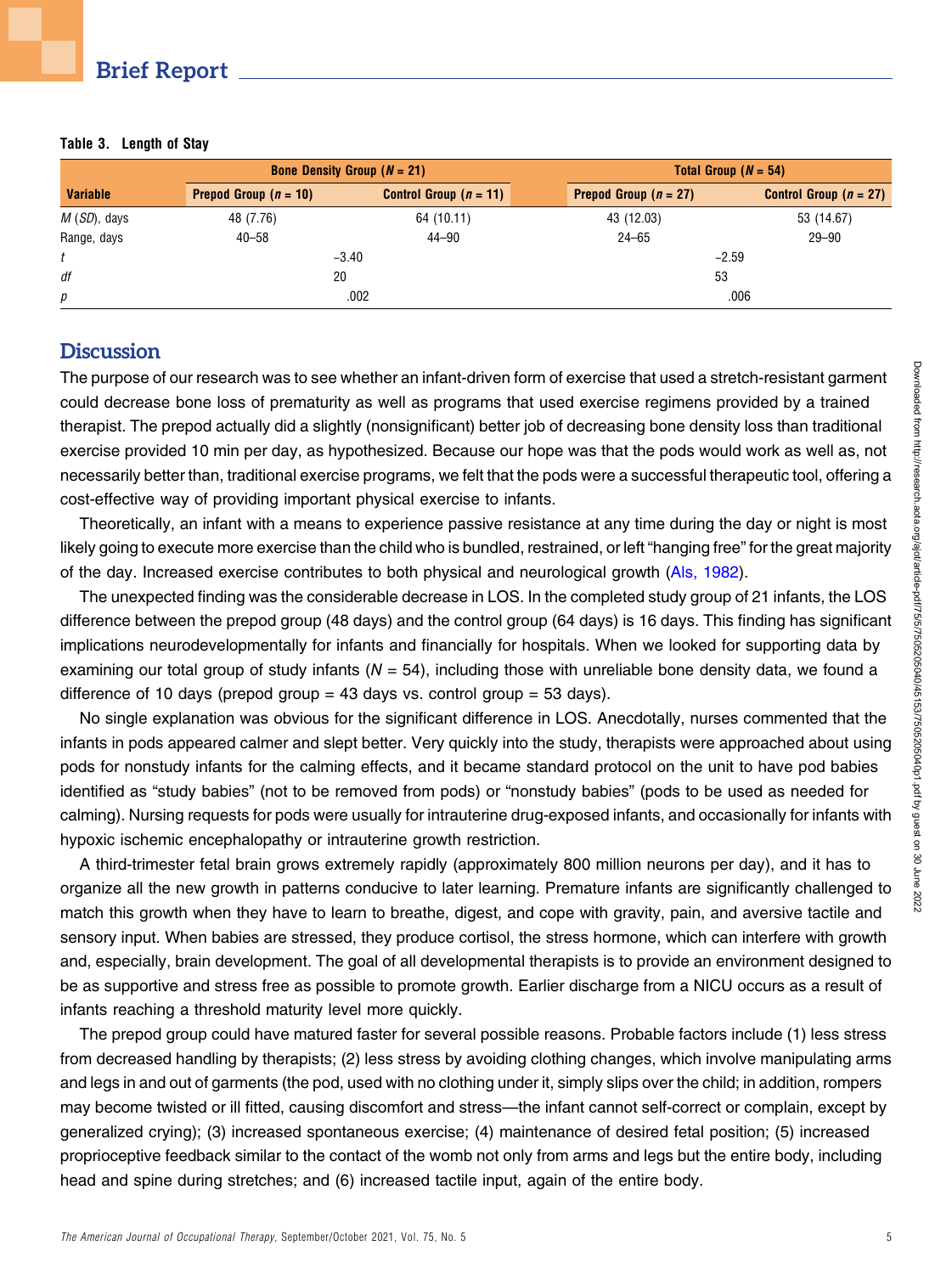**Table 3. Length of Stay**

| Variable | Bone Density Group ($N$ = 21) | | Total Group ($N$ = 54) | |
|---|---|---|---|---|
| | Prepod Group ($n$ = 10) | Control Group ($n$ = 11) | Prepod Group ($n$ = 27) | Control Group ($n$ = 27) |
| $M$ ($SD$), days | 48 (7.76) | 64 (10.11) | 43 (12.03) | 53 (14.67) |
| Range, days | 40–58 | 44–90 | 24–65 | 29–90 |
| $t$ | −3.40 | | −2.59 | |
| $df$ | 20 | | 53 | |
| $p$ | .002 | | .006 | |

## Discussion

The purpose of our research was to see whether an infant-driven form of exercise that used a stretch-resistant garment could decrease bone loss of prematurity as well as programs that used exercise regimens provided by a trained therapist. The prepod actually did a slightly (nonsignificant) better job of decreasing bone density loss than traditional exercise provided 10 min per day, as hypothesized. Because our hope was that the pods would work as well as, not necessarily better than, traditional exercise programs, we felt that the pods were a successful therapeutic tool, offering a cost-effective way of providing important physical exercise to infants.

Theoretically, an infant with a means to experience passive resistance at any time during the day or night is most likely going to execute more exercise than the child who is bundled, restrained, or left "hanging free" for the great majority of the day. Increased exercise contributes to both physical and neurological growth (Als, 1982).

The unexpected finding was the considerable decrease in LOS. In the completed study group of 21 infants, the LOS difference between the prepod group (48 days) and the control group (64 days) is 16 days. This finding has significant implications neurodevelopmentally for infants and financially for hospitals. When we looked for supporting data by examining our total group of study infants ($N$ = 54), including those with unreliable bone density data, we found a difference of 10 days (prepod group = 43 days vs. control group = 53 days).

No single explanation was obvious for the significant difference in LOS. Anecdotally, nurses commented that the infants in pods appeared calmer and slept better. Very quickly into the study, therapists were approached about using pods for nonstudy infants for the calming effects, and it became standard protocol on the unit to have pod babies identified as "study babies" (not to be removed from pods) or "nonstudy babies" (pods to be used as needed for calming). Nursing requests for pods were usually for intrauterine drug-exposed infants, and occasionally for infants with hypoxic ischemic encephalopathy or intrauterine growth restriction.

A third-trimester fetal brain grows extremely rapidly (approximately 800 million neurons per day), and it has to organize all the new growth in patterns conducive to later learning. Premature infants are significantly challenged to match this growth when they have to learn to breathe, digest, and cope with gravity, pain, and aversive tactile and sensory input. When babies are stressed, they produce cortisol, the stress hormone, which can interfere with growth and, especially, brain development. The goal of all developmental therapists is to provide an environment designed to be as supportive and stress free as possible to promote growth. Earlier discharge from a NICU occurs as a result of infants reaching a threshold maturity level more quickly.

The prepod group could have matured faster for several possible reasons. Probable factors include (1) less stress from decreased handling by therapists; (2) less stress by avoiding clothing changes, which involve manipulating arms and legs in and out of garments (the pod, used with no clothing under it, simply slips over the child; in addition, rompers may become twisted or ill fitted, causing discomfort and stress—the infant cannot self-correct or complain, except by generalized crying); (3) increased spontaneous exercise; (4) maintenance of desired fetal position; (5) increased proprioceptive feedback similar to the contact of the womb not only from arms and legs but the entire body, including head and spine during stretches; and (6) increased tactile input, again of the entire body.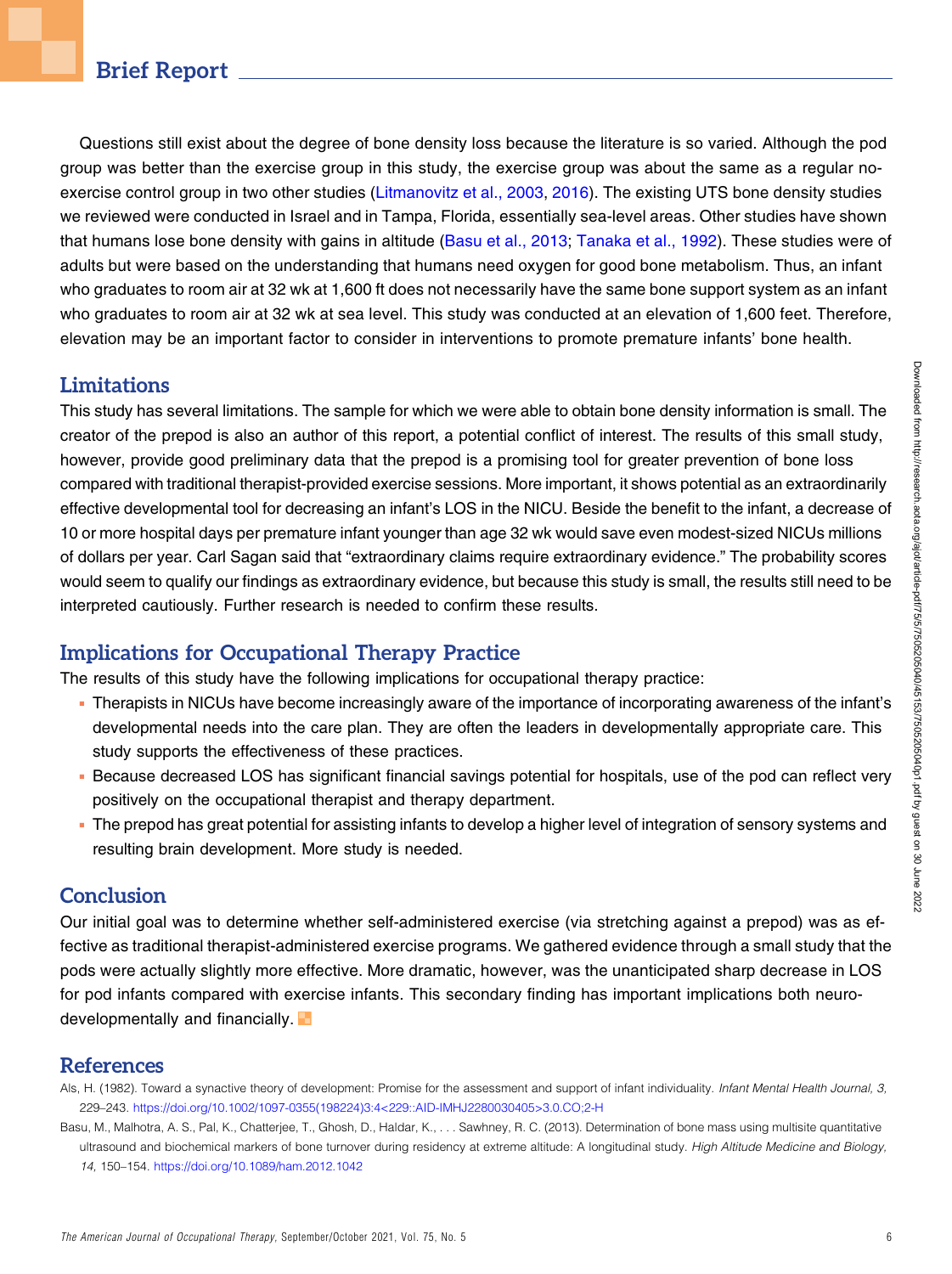Questions still exist about the degree of bone density loss because the literature is so varied. Although the pod group was better than the exercise group in this study, the exercise group was about the same as a regular no-exercise control group in two other studies (Litmanovitz et al., 2003, 2016). The existing UTS bone density studies we reviewed were conducted in Israel and in Tampa, Florida, essentially sea-level areas. Other studies have shown that humans lose bone density with gains in altitude (Basu et al., 2013; Tanaka et al., 1992). These studies were of adults but were based on the understanding that humans need oxygen for good bone metabolism. Thus, an infant who graduates to room air at 32 wk at 1,600 ft does not necessarily have the same bone support system as an infant who graduates to room air at 32 wk at sea level. This study was conducted at an elevation of 1,600 feet. Therefore, elevation may be an important factor to consider in interventions to promote premature infants' bone health.

## Limitations

This study has several limitations. The sample for which we were able to obtain bone density information is small. The creator of the prepod is also an author of this report, a potential conflict of interest. The results of this small study, however, provide good preliminary data that the prepod is a promising tool for greater prevention of bone loss compared with traditional therapist-provided exercise sessions. More important, it shows potential as an extraordinarily effective developmental tool for decreasing an infant's LOS in the NICU. Beside the benefit to the infant, a decrease of 10 or more hospital days per premature infant younger than age 32 wk would save even modest-sized NICUs millions of dollars per year. Carl Sagan said that "extraordinary claims require extraordinary evidence." The probability scores would seem to qualify our findings as extraordinary evidence, but because this study is small, the results still need to be interpreted cautiously. Further research is needed to confirm these results.

## Implications for Occupational Therapy Practice

The results of this study have the following implications for occupational therapy practice:

- Therapists in NICUs have become increasingly aware of the importance of incorporating awareness of the infant's developmental needs into the care plan. They are often the leaders in developmentally appropriate care. This study supports the effectiveness of these practices.
- Because decreased LOS has significant financial savings potential for hospitals, use of the pod can reflect very positively on the occupational therapist and therapy department.
- The prepod has great potential for assisting infants to develop a higher level of integration of sensory systems and resulting brain development. More study is needed.

## Conclusion

Our initial goal was to determine whether self-administered exercise (via stretching against a prepod) was as effective as traditional therapist-administered exercise programs. We gathered evidence through a small study that the pods were actually slightly more effective. More dramatic, however, was the unanticipated sharp decrease in LOS for pod infants compared with exercise infants. This secondary finding has important implications both neurodevelopmentally and financially.

## References

Als, H. (1982). Toward a synactive theory of development: Promise for the assessment and support of infant individuality. *Infant Mental Health Journal, 3,* 229–243. https://doi.org/10.1002/1097-0355(198224)3:4<229::AID-IMHJ2280030405>3.0.CO;2-H

Basu, M., Malhotra, A. S., Pal, K., Chatterjee, T., Ghosh, D., Haldar, K., . . . Sawhney, R. C. (2013). Determination of bone mass using multisite quantitative ultrasound and biochemical markers of bone turnover during residency at extreme altitude: A longitudinal study. *High Altitude Medicine and Biology, 14,* 150–154. https://doi.org/10.1089/ham.2012.1042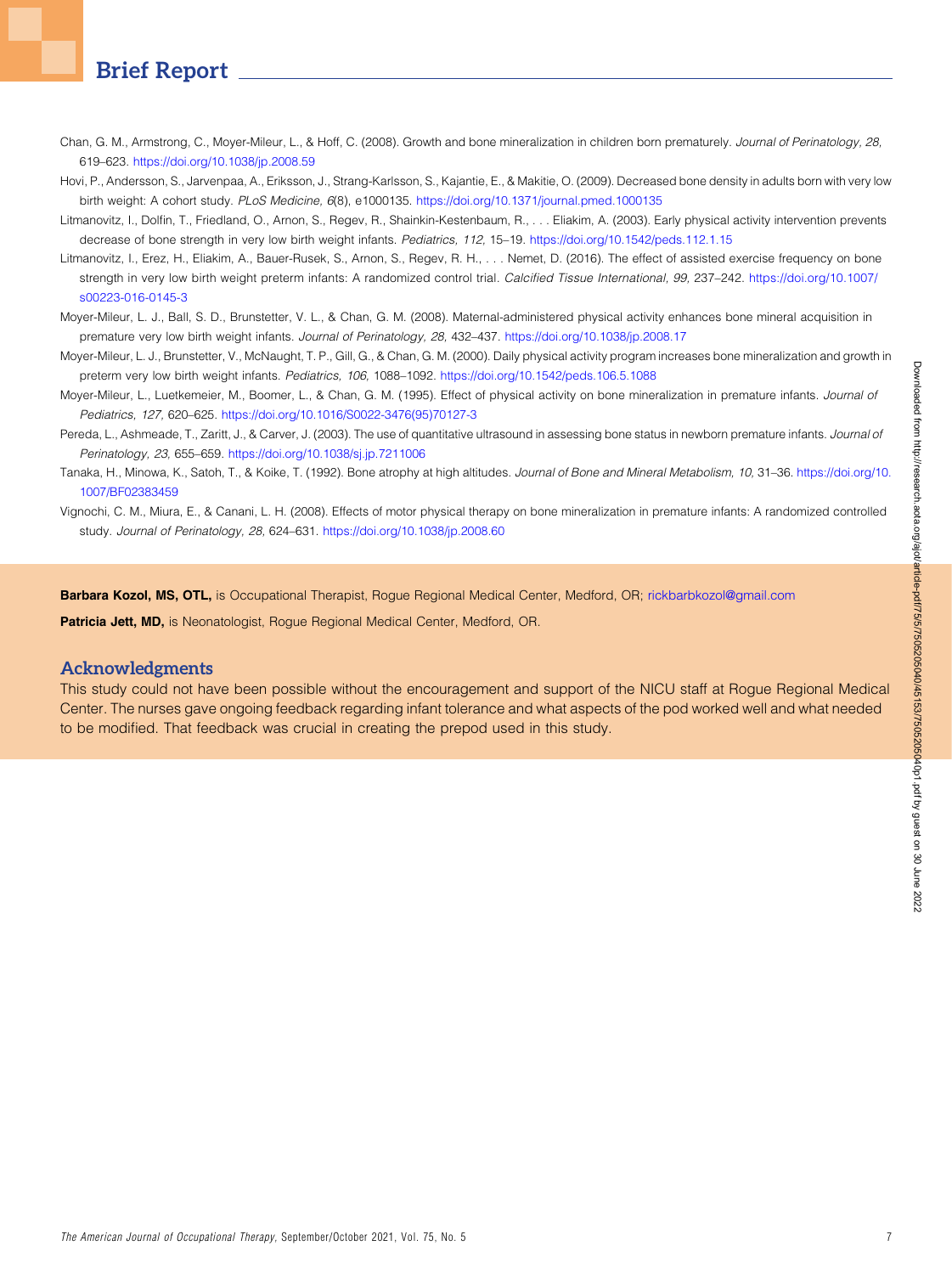Chan, G. M., Armstrong, C., Moyer-Mileur, L., & Hoff, C. (2008). Growth and bone mineralization in children born prematurely. *Journal of Perinatology, 28,* 619–623. https://doi.org/10.1038/jp.2008.59

Hovi, P., Andersson, S., Jarvenpaa, A., Eriksson, J., Strang-Karlsson, S., Kajantie, E., & Makitie, O. (2009). Decreased bone density in adults born with very low birth weight: A cohort study. *PLoS Medicine, 6*(8), e1000135. https://doi.org/10.1371/journal.pmed.1000135

Litmanovitz, I., Dolfin, T., Friedland, O., Arnon, S., Regev, R., Shainkin-Kestenbaum, R., . . . Eliakim, A. (2003). Early physical activity intervention prevents decrease of bone strength in very low birth weight infants. *Pediatrics, 112,* 15–19. https://doi.org/10.1542/peds.112.1.15

Litmanovitz, I., Erez, H., Eliakim, A., Bauer-Rusek, S., Arnon, S., Regev, R. H., . . . Nemet, D. (2016). The effect of assisted exercise frequency on bone strength in very low birth weight preterm infants: A randomized control trial. *Calcified Tissue International, 99,* 237–242. https://doi.org/10.1007/s00223-016-0145-3

Moyer-Mileur, L. J., Ball, S. D., Brunstetter, V. L., & Chan, G. M. (2008). Maternal-administered physical activity enhances bone mineral acquisition in premature very low birth weight infants. *Journal of Perinatology, 28,* 432–437. https://doi.org/10.1038/jp.2008.17

Moyer-Mileur, L. J., Brunstetter, V., McNaught, T. P., Gill, G., & Chan, G. M. (2000). Daily physical activity program increases bone mineralization and growth in preterm very low birth weight infants. *Pediatrics, 106,* 1088–1092. https://doi.org/10.1542/peds.106.5.1088

Moyer-Mileur, L., Luetkemeier, M., Boomer, L., & Chan, G. M. (1995). Effect of physical activity on bone mineralization in premature infants. *Journal of Pediatrics, 127,* 620–625. https://doi.org/10.1016/S0022-3476(95)70127-3

Pereda, L., Ashmeade, T., Zaritt, J., & Carver, J. (2003). The use of quantitative ultrasound in assessing bone status in newborn premature infants. *Journal of Perinatology, 23,* 655–659. https://doi.org/10.1038/sj.jp.7211006

Tanaka, H., Minowa, K., Satoh, T., & Koike, T. (1992). Bone atrophy at high altitudes. *Journal of Bone and Mineral Metabolism, 10,* 31–36. https://doi.org/10.1007/BF02383459

Vignochi, C. M., Miura, E., & Canani, L. H. (2008). Effects of motor physical therapy on bone mineralization in premature infants: A randomized controlled study. *Journal of Perinatology, 28,* 624–631. https://doi.org/10.1038/jp.2008.60

**Barbara Kozol, MS, OTL,** is Occupational Therapist, Rogue Regional Medical Center, Medford, OR; rickbarbkozol@gmail.com

**Patricia Jett, MD,** is Neonatologist, Rogue Regional Medical Center, Medford, OR.

## Acknowledgments

This study could not have been possible without the encouragement and support of the NICU staff at Rogue Regional Medical Center. The nurses gave ongoing feedback regarding infant tolerance and what aspects of the pod worked well and what needed to be modified. That feedback was crucial in creating the prepod used in this study.